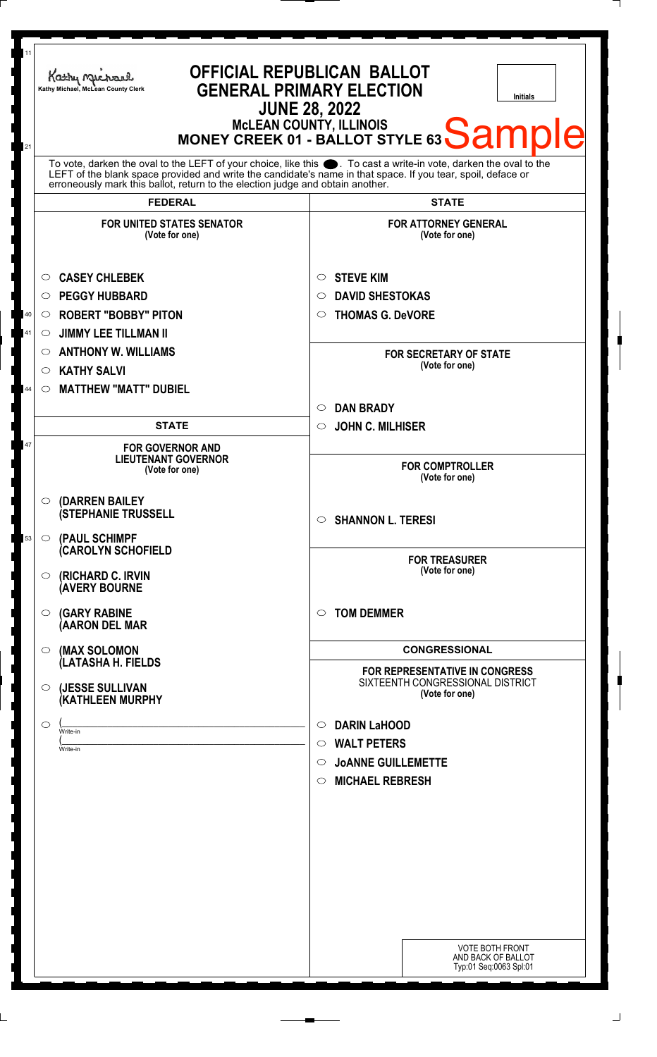Kathy Michael, McLean County Clerk

# OFFICIAL REPUBLICAN BALLOT
## GENERAL PRIMARY ELECTION
## JUNE 28, 2022
### McLEAN COUNTY, ILLINOIS
### MONEY CREEK 01 - BALLOT STYLE 63

Sample

Initials

To vote, darken the oval to the LEFT of your choice, like this ●. To cast a write-in vote, darken the oval to the LEFT of the blank space provided and write the candidate's name in that space. If you tear, spoil, deface or erroneously mark this ballot, return to the election judge and obtain another.

## FEDERAL

**FOR UNITED STATES SENATOR**
(Vote for one)

- ○ CASEY CHLEBEK
- ○ PEGGY HUBBARD
- ○ ROBERT "BOBBY" PITON
- ○ JIMMY LEE TILLMAN II
- ○ ANTHONY W. WILLIAMS
- ○ KATHY SALVI
- ○ MATTHEW "MATT" DUBIEL

## STATE

**FOR GOVERNOR AND LIEUTENANT GOVERNOR**
(Vote for one)

- ○ (DARREN BAILEY (STEPHANIE TRUSSELL
- ○ (PAUL SCHIMPF (CAROLYN SCHOFIELD
- ○ (RICHARD C. IRVIN (AVERY BOURNE
- ○ (GARY RABINE (AARON DEL MAR
- ○ (MAX SOLOMON (LATASHA H. FIELDS
- ○ (JESSE SULLIVAN (KATHLEEN MURPHY
- ○ (\_\_\_\_\_\_\_\_\_\_ Write-in (\_\_\_\_\_\_\_\_\_\_ Write-in

## STATE

**FOR ATTORNEY GENERAL**
(Vote for one)

- ○ STEVE KIM
- ○ DAVID SHESTOKAS
- ○ THOMAS G. DeVORE

**FOR SECRETARY OF STATE**
(Vote for one)

- ○ DAN BRADY
- ○ JOHN C. MILHISER

**FOR COMPTROLLER**
(Vote for one)

- ○ SHANNON L. TERESI

**FOR TREASURER**
(Vote for one)

- ○ TOM DEMMER

## CONGRESSIONAL

**FOR REPRESENTATIVE IN CONGRESS**
SIXTEENTH CONGRESSIONAL DISTRICT
(Vote for one)

- ○ DARIN LaHOOD
- ○ WALT PETERS
- ○ JoANNE GUILLEMETTE
- ○ MICHAEL REBRESH

VOTE BOTH FRONT AND BACK OF BALLOT
Typ:01 Seq:0063 Spl:01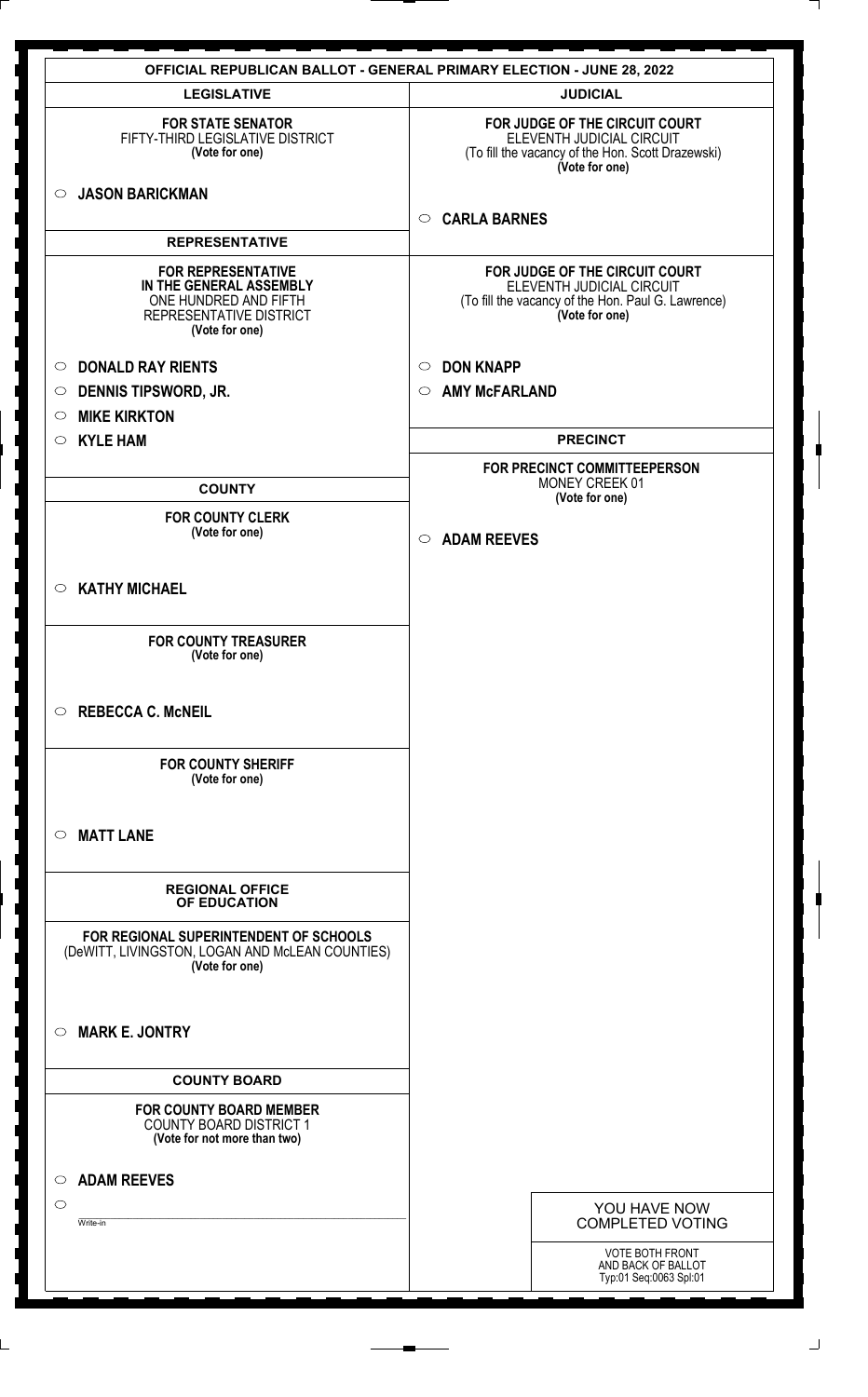# OFFICIAL REPUBLICAN BALLOT - GENERAL PRIMARY ELECTION - JUNE 28, 2022

## LEGISLATIVE

**FOR STATE SENATOR**
FIFTY-THIRD LEGISLATIVE DISTRICT
**(Vote for one)**

- ○ **JASON BARICKMAN**

## REPRESENTATIVE

**FOR REPRESENTATIVE IN THE GENERAL ASSEMBLY**
ONE HUNDRED AND FIFTH REPRESENTATIVE DISTRICT
**(Vote for one)**

- ○ **DONALD RAY RIENTS**
- ○ **DENNIS TIPSWORD, JR.**
- ○ **MIKE KIRKTON**
- ○ **KYLE HAM**

## COUNTY

**FOR COUNTY CLERK**
**(Vote for one)**

- ○ **KATHY MICHAEL**

**FOR COUNTY TREASURER**
**(Vote for one)**

- ○ **REBECCA C. McNEIL**

**FOR COUNTY SHERIFF**
**(Vote for one)**

- ○ **MATT LANE**

## REGIONAL OFFICE OF EDUCATION

**FOR REGIONAL SUPERINTENDENT OF SCHOOLS**
(DeWITT, LIVINGSTON, LOGAN AND McLEAN COUNTIES)
**(Vote for one)**

- ○ **MARK E. JONTRY**

## COUNTY BOARD

**FOR COUNTY BOARD MEMBER**
COUNTY BOARD DISTRICT 1
**(Vote for not more than two)**

- ○ **ADAM REEVES**
- ○ ____________ Write-in

## JUDICIAL

**FOR JUDGE OF THE CIRCUIT COURT**
ELEVENTH JUDICIAL CIRCUIT
(To fill the vacancy of the Hon. Scott Drazewski)
**(Vote for one)**

- ○ **CARLA BARNES**

**FOR JUDGE OF THE CIRCUIT COURT**
ELEVENTH JUDICIAL CIRCUIT
(To fill the vacancy of the Hon. Paul G. Lawrence)
**(Vote for one)**

- ○ **DON KNAPP**
- ○ **AMY McFARLAND**

## PRECINCT

**FOR PRECINCT COMMITTEEPERSON**
MONEY CREEK 01
**(Vote for one)**

- ○ **ADAM REEVES**

YOU HAVE NOW COMPLETED VOTING

VOTE BOTH FRONT AND BACK OF BALLOT
Typ:01 Seq:0063 Spl:01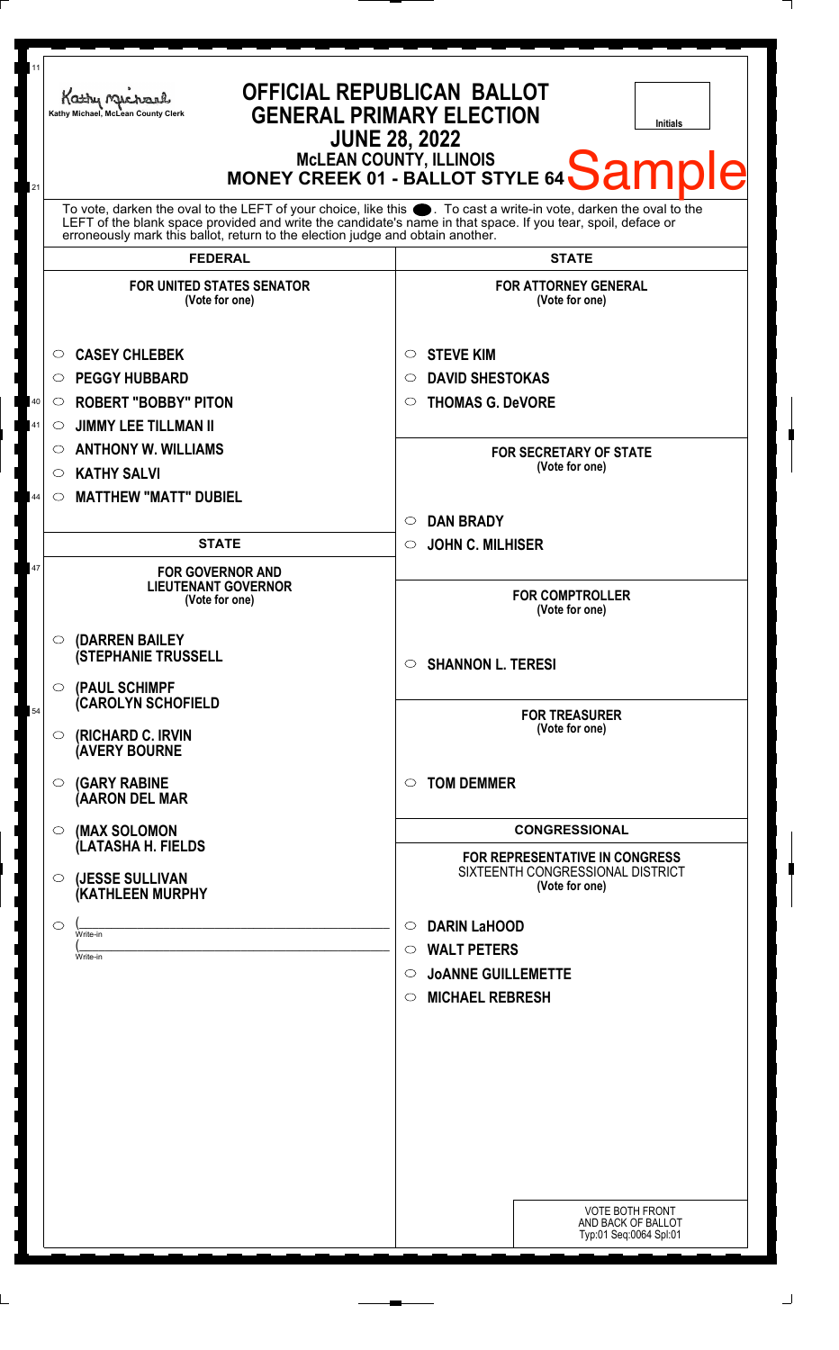Kathy Michael, McLean County Clerk

# OFFICIAL REPUBLICAN BALLOT
## GENERAL PRIMARY ELECTION
## JUNE 28, 2022
### McLEAN COUNTY, ILLINOIS
### MONEY CREEK 01 - BALLOT STYLE 64 Sample

Initials

To vote, darken the oval to the LEFT of your choice, like this ●. To cast a write-in vote, darken the oval to the LEFT of the blank space provided and write the candidate's name in that space. If you tear, spoil, deface or erroneously mark this ballot, return to the election judge and obtain another.

## FEDERAL

**FOR UNITED STATES SENATOR**
(Vote for one)

- ○ CASEY CHLEBEK
- ○ PEGGY HUBBARD
- ○ ROBERT "BOBBY" PITON
- ○ JIMMY LEE TILLMAN II
- ○ ANTHONY W. WILLIAMS
- ○ KATHY SALVI
- ○ MATTHEW "MATT" DUBIEL

## STATE

**FOR GOVERNOR AND LIEUTENANT GOVERNOR**
(Vote for one)

- ○ (DARREN BAILEY (STEPHANIE TRUSSELL
- ○ (PAUL SCHIMPF (CAROLYN SCHOFIELD
- ○ (RICHARD C. IRVIN (AVERY BOURNE
- ○ (GARY RABINE (AARON DEL MAR
- ○ (MAX SOLOMON (LATASHA H. FIELDS
- ○ (JESSE SULLIVAN (KATHLEEN MURPHY
- ○ (\_\_\_\_\_\_\_\_\_\_ Write-in (\_\_\_\_\_\_\_\_\_\_ Write-in

## STATE

**FOR ATTORNEY GENERAL**
(Vote for one)

- ○ STEVE KIM
- ○ DAVID SHESTOKAS
- ○ THOMAS G. DeVORE

**FOR SECRETARY OF STATE**
(Vote for one)

- ○ DAN BRADY
- ○ JOHN C. MILHISER

**FOR COMPTROLLER**
(Vote for one)

- ○ SHANNON L. TERESI

**FOR TREASURER**
(Vote for one)

- ○ TOM DEMMER

## CONGRESSIONAL

**FOR REPRESENTATIVE IN CONGRESS**
SIXTEENTH CONGRESSIONAL DISTRICT
(Vote for one)

- ○ DARIN LaHOOD
- ○ WALT PETERS
- ○ JoANNE GUILLEMETTE
- ○ MICHAEL REBRESH

VOTE BOTH FRONT AND BACK OF BALLOT
Typ:01 Seq:0064 Spl:01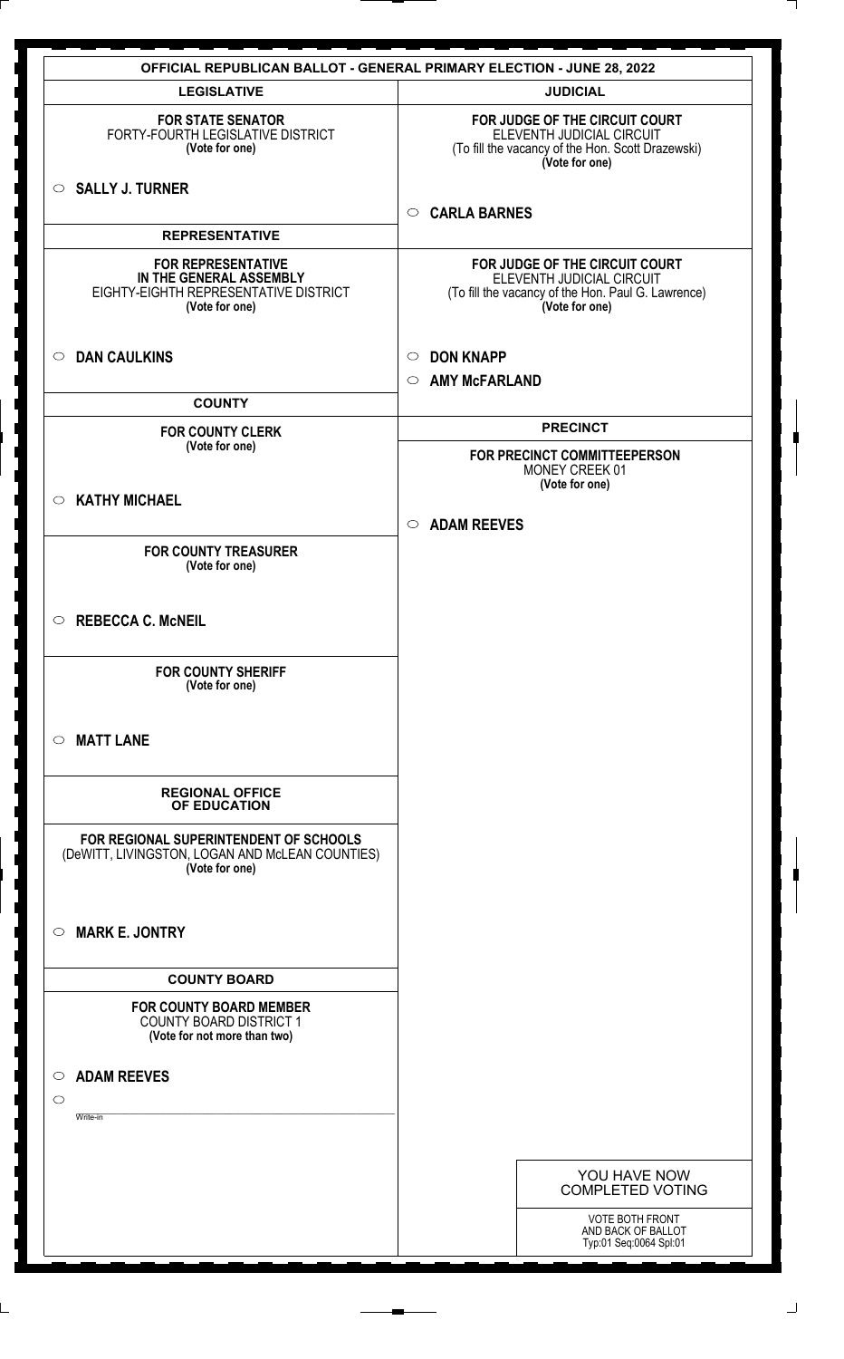# OFFICIAL REPUBLICAN BALLOT - GENERAL PRIMARY ELECTION - JUNE 28, 2022

## LEGISLATIVE

**FOR STATE SENATOR**
FORTY-FOURTH LEGISLATIVE DISTRICT
**(Vote for one)**

○ **SALLY J. TURNER**

## REPRESENTATIVE

**FOR REPRESENTATIVE IN THE GENERAL ASSEMBLY**
EIGHTY-EIGHTH REPRESENTATIVE DISTRICT
**(Vote for one)**

○ **DAN CAULKINS**

## COUNTY

**FOR COUNTY CLERK**
**(Vote for one)**

○ **KATHY MICHAEL**

**FOR COUNTY TREASURER**
**(Vote for one)**

○ **REBECCA C. McNEIL**

**FOR COUNTY SHERIFF**
**(Vote for one)**

○ **MATT LANE**

## REGIONAL OFFICE OF EDUCATION

**FOR REGIONAL SUPERINTENDENT OF SCHOOLS**
(DeWITT, LIVINGSTON, LOGAN AND McLEAN COUNTIES)
**(Vote for one)**

○ **MARK E. JONTRY**

## COUNTY BOARD

**FOR COUNTY BOARD MEMBER**
COUNTY BOARD DISTRICT 1
**(Vote for not more than two)**

○ **ADAM REEVES**

○ ______________________
Write-in

## JUDICIAL

**FOR JUDGE OF THE CIRCUIT COURT**
ELEVENTH JUDICIAL CIRCUIT
(To fill the vacancy of the Hon. Scott Drazewski)
**(Vote for one)**

○ **CARLA BARNES**

**FOR JUDGE OF THE CIRCUIT COURT**
ELEVENTH JUDICIAL CIRCUIT
(To fill the vacancy of the Hon. Paul G. Lawrence)
**(Vote for one)**

○ **DON KNAPP**

○ **AMY McFARLAND**

## PRECINCT

**FOR PRECINCT COMMITTEEPERSON**
MONEY CREEK 01
**(Vote for one)**

○ **ADAM REEVES**

YOU HAVE NOW COMPLETED VOTING

VOTE BOTH FRONT AND BACK OF BALLOT
Typ:01 Seq:0064 Spl:01